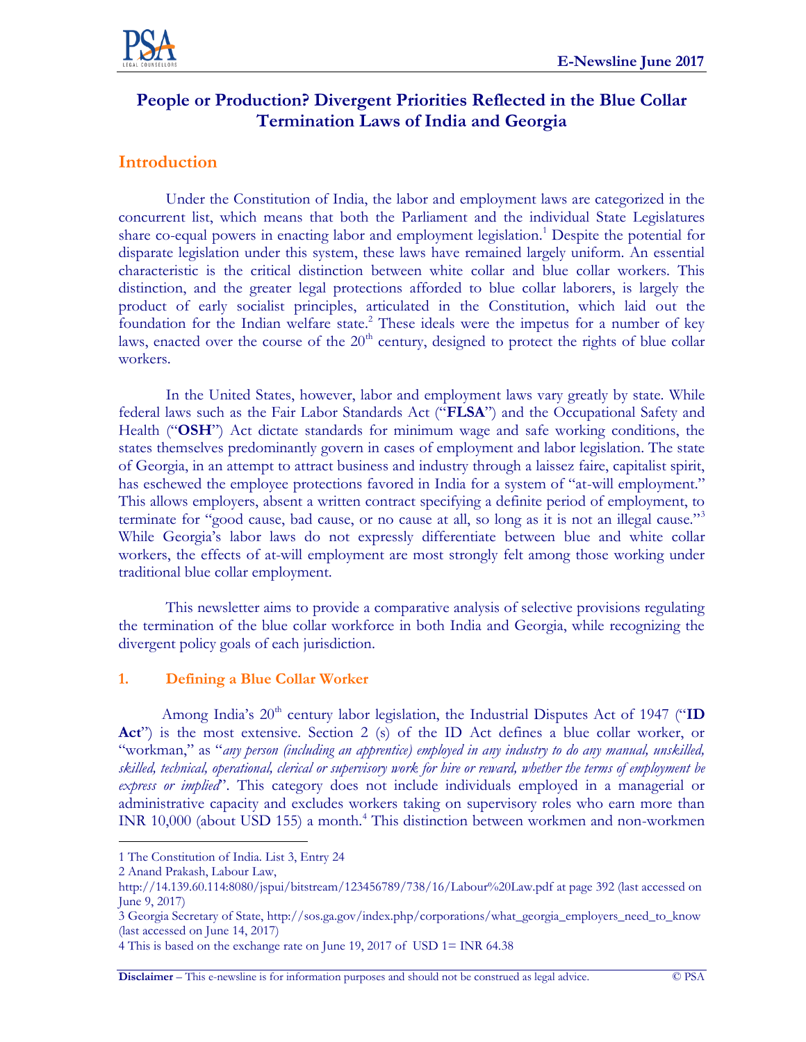# People or Production? Divergent Priorities Reflected in the Blue Collar Termination Laws of India and Georgia

## Introduction

Under the Constitution of India, the labor and employment laws are categorized in the concurrent list, which means that both the Parliament and the individual State Legislatures share co-equal powers in enacting labor and employment legislation.[1] Despite the potential for disparate legislation under this system, these laws have remained largely uniform. An essential characteristic is the critical distinction between white collar and blue collar workers. This distinction, and the greater legal protections afforded to blue collar laborers, is largely the product of early socialist principles, articulated in the Constitution, which laid out the foundation for the Indian welfare state.[2] These ideals were the impetus for a number of key laws, enacted over the course of the 20th century, designed to protect the rights of blue collar workers.

In the United States, however, labor and employment laws vary greatly by state. While federal laws such as the Fair Labor Standards Act ("**FLSA**") and the Occupational Safety and Health ("**OSH**") Act dictate standards for minimum wage and safe working conditions, the states themselves predominantly govern in cases of employment and labor legislation. The state of Georgia, in an attempt to attract business and industry through a laissez faire, capitalist spirit, has eschewed the employee protections favored in India for a system of "at-will employment." This allows employers, absent a written contract specifying a definite period of employment, to terminate for "good cause, bad cause, or no cause at all, so long as it is not an illegal cause."[3] While Georgia's labor laws do not expressly differentiate between blue and white collar workers, the effects of at-will employment are most strongly felt among those working under traditional blue collar employment.

This newsletter aims to provide a comparative analysis of selective provisions regulating the termination of the blue collar workforce in both India and Georgia, while recognizing the divergent policy goals of each jurisdiction.

### 1. Defining a Blue Collar Worker

Among India's 20th century labor legislation, the Industrial Disputes Act of 1947 ("**ID Act**") is the most extensive. Section 2 (s) of the ID Act defines a blue collar worker, or "workman," as "*any person (including an apprentice) employed in any industry to do any manual, unskilled, skilled, technical, operational, clerical or supervisory work for hire or reward, whether the terms of employment be express or implied*". This category does not include individuals employed in a managerial or administrative capacity and excludes workers taking on supervisory roles who earn more than INR 10,000 (about USD 155) a month.[4] This distinction between workmen and non-workmen

---

1 The Constitution of India. List 3, Entry 24

2 Anand Prakash, Labour Law, http://14.139.60.114:8080/jspui/bitstream/123456789/738/16/Labour%20Law.pdf at page 392 (last accessed on June 9, 2017)

3 Georgia Secretary of State, http://sos.ga.gov/index.php/corporations/what_georgia_employers_need_to_know (last accessed on June 14, 2017)

4 This is based on the exchange rate on June 19, 2017 of USD 1= INR 64.38

**Disclaimer** – This e-newsline is for information purposes and should not be construed as legal advice. © PSA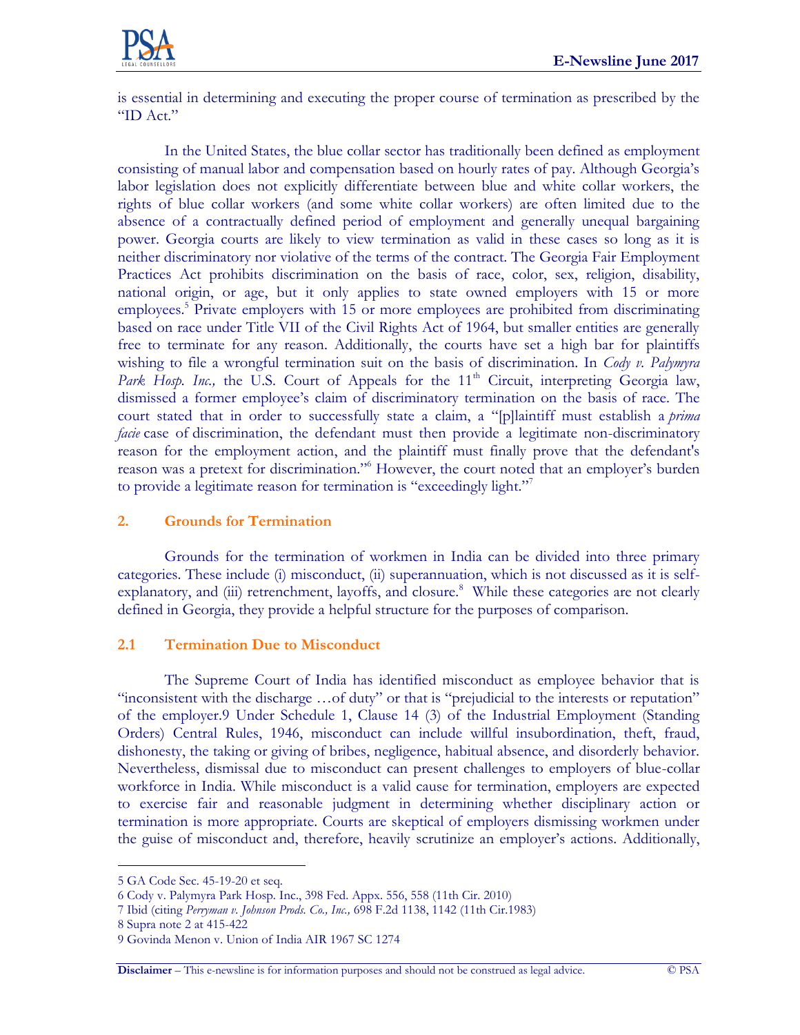is essential in determining and executing the proper course of termination as prescribed by the "ID Act."

In the United States, the blue collar sector has traditionally been defined as employment consisting of manual labor and compensation based on hourly rates of pay. Although Georgia's labor legislation does not explicitly differentiate between blue and white collar workers, the rights of blue collar workers (and some white collar workers) are often limited due to the absence of a contractually defined period of employment and generally unequal bargaining power. Georgia courts are likely to view termination as valid in these cases so long as it is neither discriminatory nor violative of the terms of the contract. The Georgia Fair Employment Practices Act prohibits discrimination on the basis of race, color, sex, religion, disability, national origin, or age, but it only applies to state owned employers with 15 or more employees.[5] Private employers with 15 or more employees are prohibited from discriminating based on race under Title VII of the Civil Rights Act of 1964, but smaller entities are generally free to terminate for any reason. Additionally, the courts have set a high bar for plaintiffs wishing to file a wrongful termination suit on the basis of discrimination. In *Cody v. Palymyra Park Hosp. Inc.,* the U.S. Court of Appeals for the 11[th] Circuit, interpreting Georgia law, dismissed a former employee's claim of discriminatory termination on the basis of race. The court stated that in order to successfully state a claim, a "[p]laintiff must establish a *prima facie* case of discrimination, the defendant must then provide a legitimate non-discriminatory reason for the employment action, and the plaintiff must finally prove that the defendant's reason was a pretext for discrimination."[6] However, the court noted that an employer's burden to provide a legitimate reason for termination is "exceedingly light."[7]

## 2. Grounds for Termination

Grounds for the termination of workmen in India can be divided into three primary categories. These include (i) misconduct, (ii) superannuation, which is not discussed as it is self-explanatory, and (iii) retrenchment, layoffs, and closure.[8] While these categories are not clearly defined in Georgia, they provide a helpful structure for the purposes of comparison.

### 2.1 Termination Due to Misconduct

The Supreme Court of India has identified misconduct as employee behavior that is "inconsistent with the discharge …of duty" or that is "prejudicial to the interests or reputation" of the employer.9 Under Schedule 1, Clause 14 (3) of the Industrial Employment (Standing Orders) Central Rules, 1946, misconduct can include willful insubordination, theft, fraud, dishonesty, the taking or giving of bribes, negligence, habitual absence, and disorderly behavior. Nevertheless, dismissal due to misconduct can present challenges to employers of blue-collar workforce in India. While misconduct is a valid cause for termination, employers are expected to exercise fair and reasonable judgment in determining whether disciplinary action or termination is more appropriate. Courts are skeptical of employers dismissing workmen under the guise of misconduct and, therefore, heavily scrutinize an employer's actions. Additionally,

---

5 GA Code Sec. 45-19-20 et seq.

6 Cody v. Palymyra Park Hosp. Inc., 398 Fed. Appx. 556, 558 (11th Cir. 2010)

7 Ibid (citing *Perryman v. Johnson Prods. Co., Inc.,* 698 F.2d 1138, 1142 (11th Cir.1983)

8 Supra note 2 at 415-422

9 Govinda Menon v. Union of India AIR 1967 SC 1274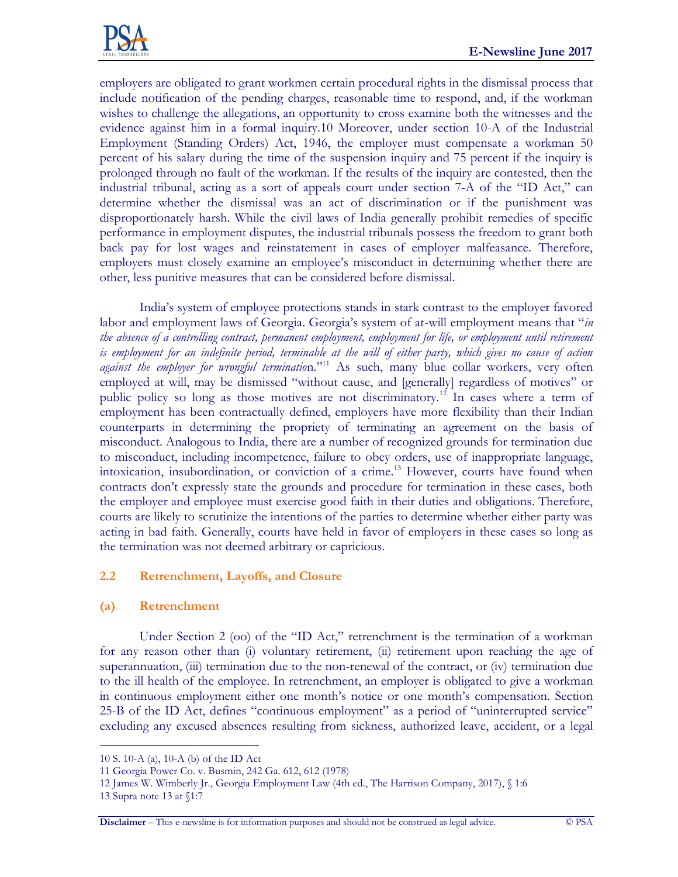employers are obligated to grant workmen certain procedural rights in the dismissal process that include notification of the pending charges, reasonable time to respond, and, if the workman wishes to challenge the allegations, an opportunity to cross examine both the witnesses and the evidence against him in a formal inquiry.10 Moreover, under section 10-A of the Industrial Employment (Standing Orders) Act, 1946, the employer must compensate a workman 50 percent of his salary during the time of the suspension inquiry and 75 percent if the inquiry is prolonged through no fault of the workman. If the results of the inquiry are contested, then the industrial tribunal, acting as a sort of appeals court under section 7-A of the "ID Act," can determine whether the dismissal was an act of discrimination or if the punishment was disproportionately harsh. While the civil laws of India generally prohibit remedies of specific performance in employment disputes, the industrial tribunals possess the freedom to grant both back pay for lost wages and reinstatement in cases of employer malfeasance. Therefore, employers must closely examine an employee's misconduct in determining whether there are other, less punitive measures that can be considered before dismissal.

India's system of employee protections stands in stark contrast to the employer favored labor and employment laws of Georgia. Georgia's system of at-will employment means that "*in the absence of a controlling contract, permanent employment, employment for life, or employment until retirement is employment for an indefinite period, terminable at the will of either party, which gives no cause of action against the employer for wrongful terminatio*n."[11] As such, many blue collar workers, very often employed at will, may be dismissed "without cause, and [generally] regardless of motives" or public policy so long as those motives are not discriminatory.[12] In cases where a term of employment has been contractually defined, employers have more flexibility than their Indian counterparts in determining the propriety of terminating an agreement on the basis of misconduct. Analogous to India, there are a number of recognized grounds for termination due to misconduct, including incompetence, failure to obey orders, use of inappropriate language, intoxication, insubordination, or conviction of a crime.[13] However, courts have found when contracts don't expressly state the grounds and procedure for termination in these cases, both the employer and employee must exercise good faith in their duties and obligations. Therefore, courts are likely to scrutinize the intentions of the parties to determine whether either party was acting in bad faith. Generally, courts have held in favor of employers in these cases so long as the termination was not deemed arbitrary or capricious.

### 2.2 Retrenchment, Layoffs, and Closure

#### (a) Retrenchment

Under Section 2 (oo) of the "ID Act," retrenchment is the termination of a workman for any reason other than (i) voluntary retirement, (ii) retirement upon reaching the age of superannuation, (iii) termination due to the non-renewal of the contract, or (iv) termination due to the ill health of the employee. In retrenchment, an employer is obligated to give a workman in continuous employment either one month's notice or one month's compensation. Section 25-B of the ID Act, defines "continuous employment" as a period of "uninterrupted service" excluding any excused absences resulting from sickness, authorized leave, accident, or a legal

---

10 S. 10-A (a), 10-A (b) of the ID Act

11 Georgia Power Co. v. Busmin, 242 Ga. 612, 612 (1978)

12 James W. Wimberly Jr., Georgia Employment Law (4th ed., The Harrison Company, 2017), § 1:6

13 Supra note 13 at §1:7

**Disclaimer** – This e-newsline is for information purposes and should not be construed as legal advice. © PSA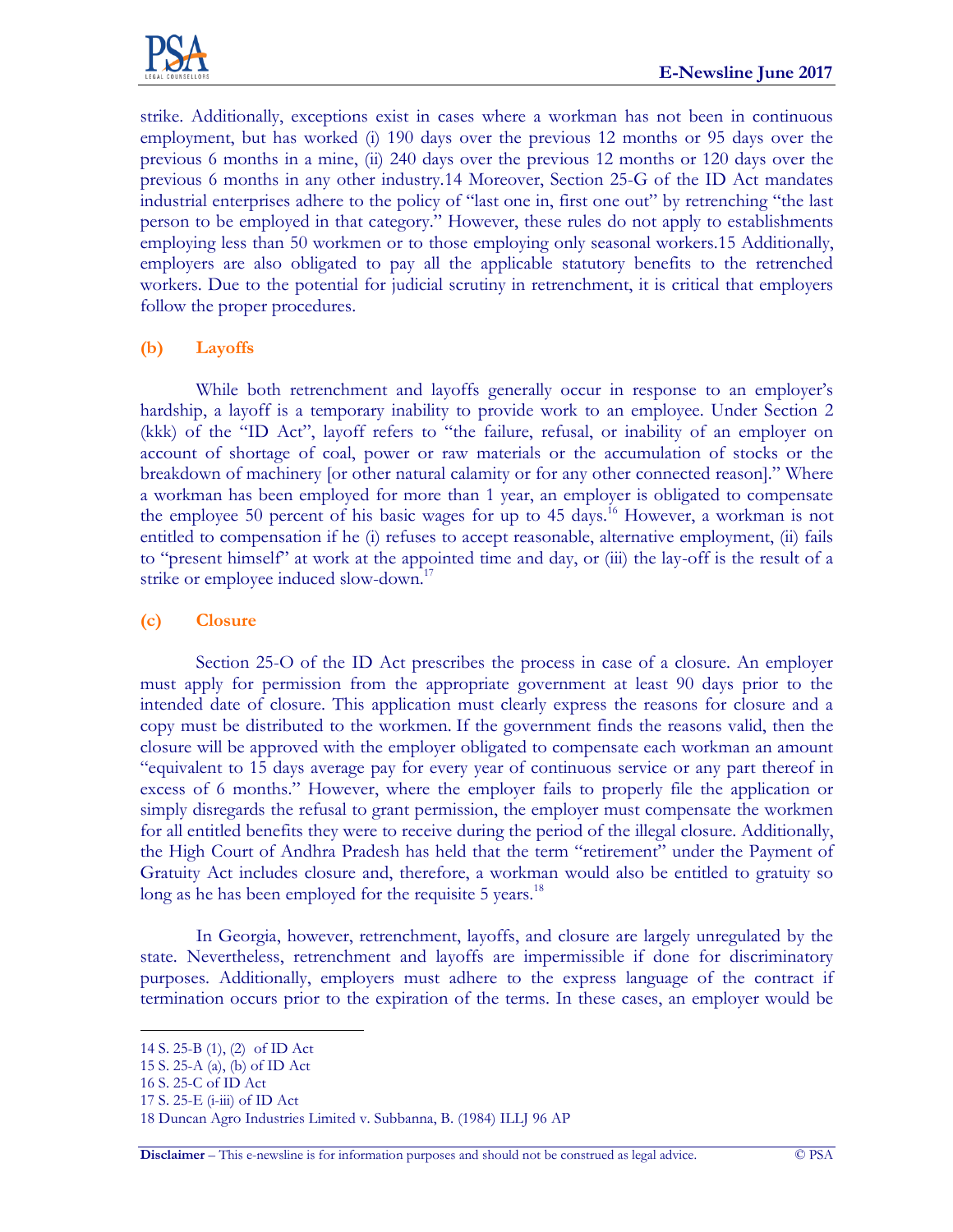strike. Additionally, exceptions exist in cases where a workman has not been in continuous employment, but has worked (i) 190 days over the previous 12 months or 95 days over the previous 6 months in a mine, (ii) 240 days over the previous 12 months or 120 days over the previous 6 months in any other industry.14 Moreover, Section 25-G of the ID Act mandates industrial enterprises adhere to the policy of "last one in, first one out" by retrenching "the last person to be employed in that category." However, these rules do not apply to establishments employing less than 50 workmen or to those employing only seasonal workers.15 Additionally, employers are also obligated to pay all the applicable statutory benefits to the retrenched workers. Due to the potential for judicial scrutiny in retrenchment, it is critical that employers follow the proper procedures.

### (b) Layoffs

While both retrenchment and layoffs generally occur in response to an employer's hardship, a layoff is a temporary inability to provide work to an employee. Under Section 2 (kkk) of the "ID Act", layoff refers to "the failure, refusal, or inability of an employer on account of shortage of coal, power or raw materials or the accumulation of stocks or the breakdown of machinery [or other natural calamity or for any other connected reason]." Where a workman has been employed for more than 1 year, an employer is obligated to compensate the employee 50 percent of his basic wages for up to 45 days.[16] However, a workman is not entitled to compensation if he (i) refuses to accept reasonable, alternative employment, (ii) fails to "present himself" at work at the appointed time and day, or (iii) the lay-off is the result of a strike or employee induced slow-down.[17]

### (c) Closure

Section 25-O of the ID Act prescribes the process in case of a closure. An employer must apply for permission from the appropriate government at least 90 days prior to the intended date of closure. This application must clearly express the reasons for closure and a copy must be distributed to the workmen. If the government finds the reasons valid, then the closure will be approved with the employer obligated to compensate each workman an amount "equivalent to 15 days average pay for every year of continuous service or any part thereof in excess of 6 months." However, where the employer fails to properly file the application or simply disregards the refusal to grant permission, the employer must compensate the workmen for all entitled benefits they were to receive during the period of the illegal closure. Additionally, the High Court of Andhra Pradesh has held that the term "retirement" under the Payment of Gratuity Act includes closure and, therefore, a workman would also be entitled to gratuity so long as he has been employed for the requisite 5 years.[18]

In Georgia, however, retrenchment, layoffs, and closure are largely unregulated by the state. Nevertheless, retrenchment and layoffs are impermissible if done for discriminatory purposes. Additionally, employers must adhere to the express language of the contract if termination occurs prior to the expiration of the terms. In these cases, an employer would be

---

14 S. 25-B (1), (2) of ID Act

15 S. 25-A (a), (b) of ID Act

16 S. 25-C of ID Act

17 S. 25-E (i-iii) of ID Act

18 Duncan Agro Industries Limited v. Subbanna, B. (1984) ILLJ 96 AP

**Disclaimer** – This e-newsline is for information purposes and should not be construed as legal advice. © PSA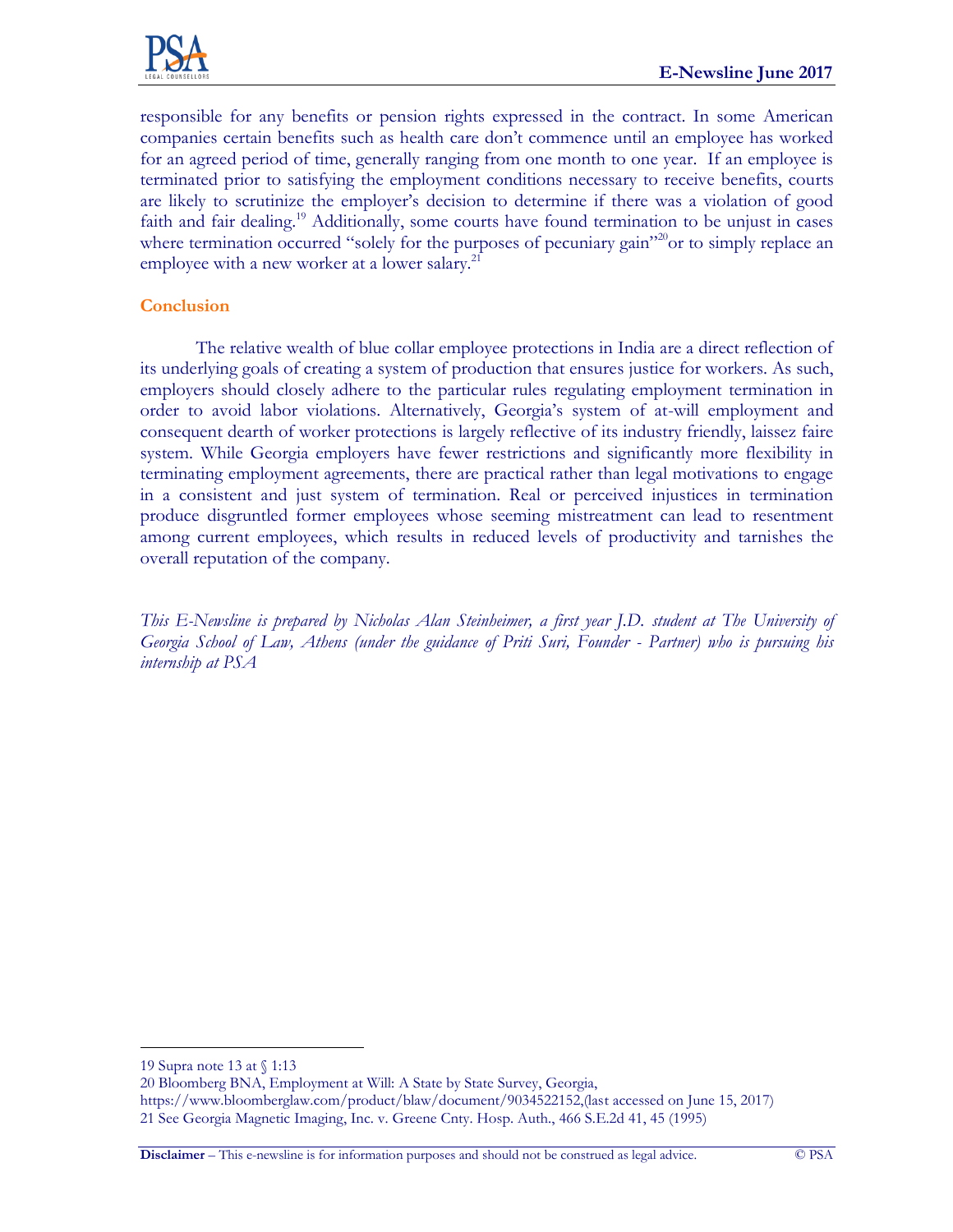responsible for any benefits or pension rights expressed in the contract. In some American companies certain benefits such as health care don't commence until an employee has worked for an agreed period of time, generally ranging from one month to one year. If an employee is terminated prior to satisfying the employment conditions necessary to receive benefits, courts are likely to scrutinize the employer's decision to determine if there was a violation of good faith and fair dealing.[19] Additionally, some courts have found termination to be unjust in cases where termination occurred "solely for the purposes of pecuniary gain"[20] or to simply replace an employee with a new worker at a lower salary.[21]

## Conclusion

The relative wealth of blue collar employee protections in India are a direct reflection of its underlying goals of creating a system of production that ensures justice for workers. As such, employers should closely adhere to the particular rules regulating employment termination in order to avoid labor violations. Alternatively, Georgia's system of at-will employment and consequent dearth of worker protections is largely reflective of its industry friendly, laissez faire system. While Georgia employers have fewer restrictions and significantly more flexibility in terminating employment agreements, there are practical rather than legal motivations to engage in a consistent and just system of termination. Real or perceived injustices in termination produce disgruntled former employees whose seeming mistreatment can lead to resentment among current employees, which results in reduced levels of productivity and tarnishes the overall reputation of the company.

*This E-Newsline is prepared by Nicholas Alan Steinheimer, a first year J.D. student at The University of Georgia School of Law, Athens (under the guidance of Priti Suri, Founder - Partner) who is pursuing his internship at PSA*

---

19 Supra note 13 at § 1:13

20 Bloomberg BNA, Employment at Will: A State by State Survey, Georgia, https://www.bloomberglaw.com/product/blaw/document/9034522152,(last accessed on June 15, 2017)

21 See Georgia Magnetic Imaging, Inc. v. Greene Cnty. Hosp. Auth., 466 S.E.2d 41, 45 (1995)

**Disclaimer** – This e-newsline is for information purposes and should not be construed as legal advice. © PSA